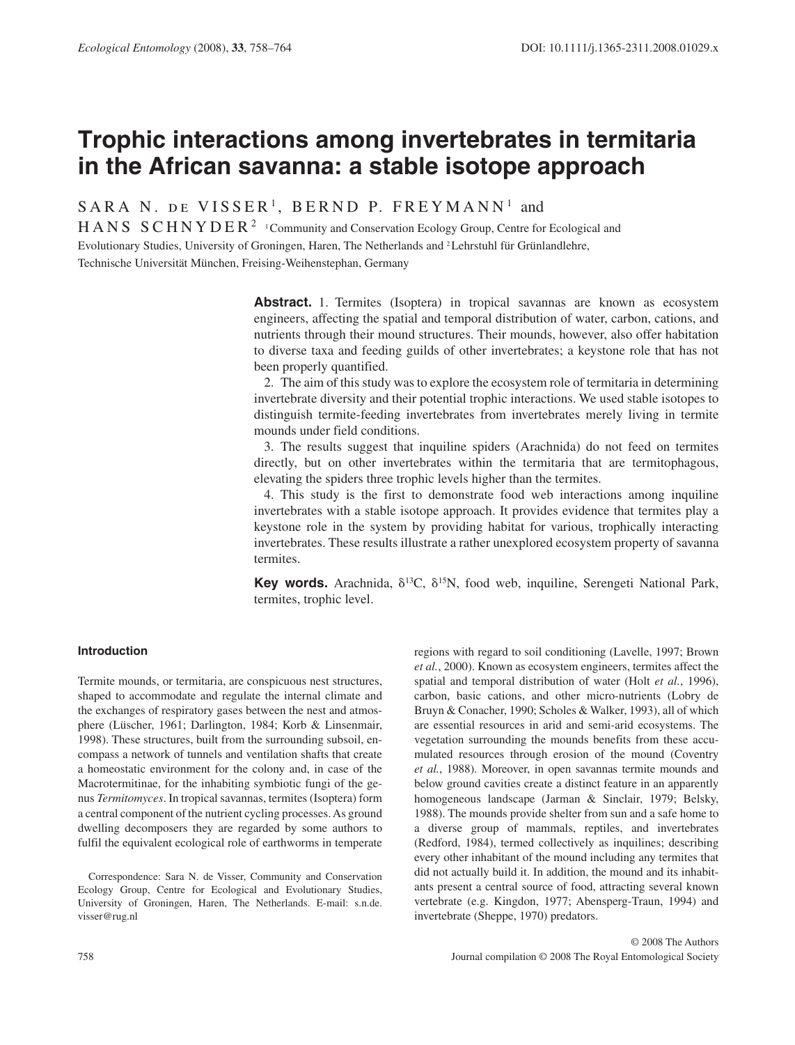# Trophic interactions among invertebrates in termitaria in the African savanna: a stable isotope approach

SARA N. DE VISSER[1], BERND P. FREYMANN[1] and HANS SCHNYDER[2]

[1]Community and Conservation Ecology Group, Centre for Ecological and Evolutionary Studies, University of Groningen, Haren, The Netherlands and [2]Lehrstuhl für Grünlandlehre, Technische Universität München, Freising-Weihenstephan, Germany

**Abstract.** 1. Termites (Isoptera) in tropical savannas are known as ecosystem engineers, affecting the spatial and temporal distribution of water, carbon, cations, and nutrients through their mound structures. Their mounds, however, also offer habitation to diverse taxa and feeding guilds of other invertebrates; a keystone role that has not been properly quantified.

2. The aim of this study was to explore the ecosystem role of termitaria in determining invertebrate diversity and their potential trophic interactions. We used stable isotopes to distinguish termite-feeding invertebrates from invertebrates merely living in termite mounds under field conditions.

3. The results suggest that inquiline spiders (Arachnida) do not feed on termites directly, but on other invertebrates within the termitaria that are termitophagous, elevating the spiders three trophic levels higher than the termites.

4. This study is the first to demonstrate food web interactions among inquiline invertebrates with a stable isotope approach. It provides evidence that termites play a keystone role in the system by providing habitat for various, trophically interacting invertebrates. These results illustrate a rather unexplored ecosystem property of savanna termites.

**Key words.** Arachnida, $\delta^{13}$C, $\delta^{15}$N, food web, inquiline, Serengeti National Park, termites, trophic level.

#### Introduction

Termite mounds, or termitaria, are conspicuous nest structures, shaped to accommodate and regulate the internal climate and the exchanges of respiratory gases between the nest and atmosphere (Lüscher, 1961; Darlington, 1984; Korb & Linsenmair, 1998). These structures, built from the surrounding subsoil, encompass a network of tunnels and ventilation shafts that create a homeostatic environment for the colony and, in case of the Macrotermitinae, for the inhabiting symbiotic fungi of the genus *Termitomyces*. In tropical savannas, termites (Isoptera) form a central component of the nutrient cycling processes. As ground dwelling decomposers they are regarded by some authors to fulfil the equivalent ecological role of earthworms in temperate regions with regard to soil conditioning (Lavelle, 1997; Brown *et al.*, 2000). Known as ecosystem engineers, termites affect the spatial and temporal distribution of water (Holt *et al.*, 1996), carbon, basic cations, and other micro-nutrients (Lobry de Bruyn & Conacher, 1990; Scholes & Walker, 1993), all of which are essential resources in arid and semi-arid ecosystems. The vegetation surrounding the mounds benefits from these accumulated resources through erosion of the mound (Coventry *et al.*, 1988). Moreover, in open savannas termite mounds and below ground cavities create a distinct feature in an apparently homogeneous landscape (Jarman & Sinclair, 1979; Belsky, 1988). The mounds provide shelter from sun and a safe home to a diverse group of mammals, reptiles, and invertebrates (Redford, 1984), termed collectively as inquilines; describing every other inhabitant of the mound including any termites that did not actually build it. In addition, the mound and its inhabitants present a central source of food, attracting several known vertebrate (e.g. Kingdon, 1977; Abensperg-Traun, 1994) and invertebrate (Sheppe, 1970) predators.

Correspondence: Sara N. de Visser, Community and Conservation Ecology Group, Centre for Ecological and Evolutionary Studies, University of Groningen, Haren, The Netherlands. E-mail: s.n.de.visser@rug.nl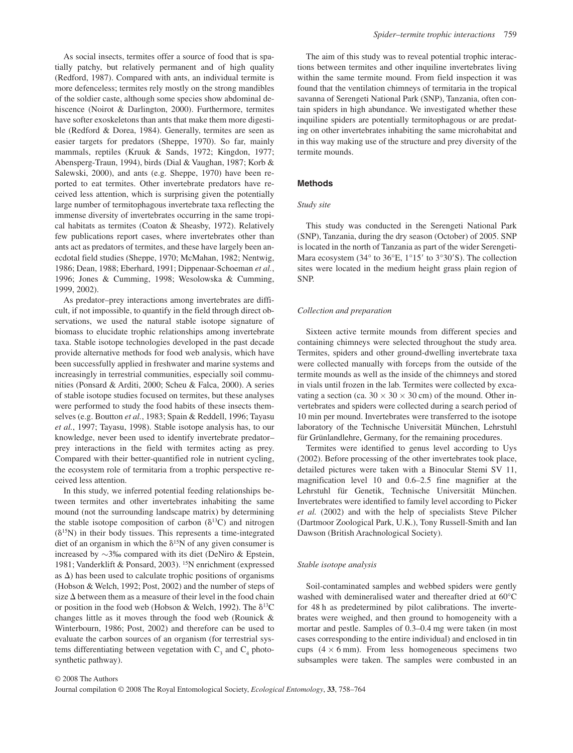As social insects, termites offer a source of food that is spatially patchy, but relatively permanent and of high quality (Redford, 1987). Compared with ants, an individual termite is more defenceless; termites rely mostly on the strong mandibles of the soldier caste, although some species show abdominal dehiscence (Noirot & Darlington, 2000). Furthermore, termites have softer exoskeletons than ants that make them more digestible (Redford & Dorea, 1984). Generally, termites are seen as easier targets for predators (Sheppe, 1970). So far, mainly mammals, reptiles (Kruuk & Sands, 1972; Kingdon, 1977; Abensperg-Traun, 1994), birds (Dial & Vaughan, 1987; Korb & Salewski, 2000), and ants (e.g. Sheppe, 1970) have been reported to eat termites. Other invertebrate predators have received less attention, which is surprising given the potentially large number of termitophagous invertebrate taxa reflecting the immense diversity of invertebrates occurring in the same tropical habitats as termites (Coaton & Sheasby, 1972). Relatively few publications report cases, where invertebrates other than ants act as predators of termites, and these have largely been anecdotal field studies (Sheppe, 1970; McMahan, 1982; Nentwig, 1986; Dean, 1988; Eberhard, 1991; Dippenaar-Schoeman *et al.*, 1996; Jones & Cumming, 1998; Wesolowska & Cumming, 1999, 2002).

As predator–prey interactions among invertebrates are difficult, if not impossible, to quantify in the field through direct observations, we used the natural stable isotope signature of biomass to elucidate trophic relationships among invertebrate taxa. Stable isotope technologies developed in the past decade provide alternative methods for food web analysis, which have been successfully applied in freshwater and marine systems and increasingly in terrestrial communities, especially soil communities (Ponsard & Arditi, 2000; Scheu & Falca, 2000). A series of stable isotope studies focused on termites, but these analyses were performed to study the food habits of these insects themselves (e.g. Boutton *et al.*, 1983; Spain & Reddell, 1996; Tayasu *et al.*, 1997; Tayasu, 1998). Stable isotope analysis has, to our knowledge, never been used to identify invertebrate predator–prey interactions in the field with termites acting as prey. Compared with their better-quantified role in nutrient cycling, the ecosystem role of termitaria from a trophic perspective received less attention.

In this study, we inferred potential feeding relationships between termites and other invertebrates inhabiting the same mound (not the surrounding landscape matrix) by determining the stable isotope composition of carbon ($\delta^{13}C$) and nitrogen ($\delta^{15}N$) in their body tissues. This represents a time-integrated diet of an organism in which the $\delta^{15}N$ of any given consumer is increased by ~3‰ compared with its diet (DeNiro & Epstein, 1981; Vanderklift & Ponsard, 2003). $^{15}N$ enrichment (expressed as $\Delta$) has been used to calculate trophic positions of organisms (Hobson & Welch, 1992; Post, 2002) and the number of steps of size $\Delta$ between them as a measure of their level in the food chain or position in the food web (Hobson & Welch, 1992). The $\delta^{13}C$ changes little as it moves through the food web (Rounick & Winterbourn, 1986; Post, 2002) and therefore can be used to evaluate the carbon sources of an organism (for terrestrial systems differentiating between vegetation with $C_3$ and $C_4$ photosynthetic pathway).

The aim of this study was to reveal potential trophic interactions between termites and other inquiline invertebrates living within the same termite mound. From field inspection it was found that the ventilation chimneys of termitaria in the tropical savanna of Serengeti National Park (SNP), Tanzania, often contain spiders in high abundance. We investigated whether these inquiline spiders are potentially termitophagous or are predating on other invertebrates inhabiting the same microhabitat and in this way making use of the structure and prey diversity of the termite mounds.

## Methods

### *Study site*

This study was conducted in the Serengeti National Park (SNP), Tanzania, during the dry season (October) of 2005. SNP is located in the north of Tanzania as part of the wider Serengeti-Mara ecosystem (34° to 36°E, 1°15′ to 3°30′S). The collection sites were located in the medium height grass plain region of SNP.

### *Collection and preparation*

Sixteen active termite mounds from different species and containing chimneys were selected throughout the study area. Termites, spiders and other ground-dwelling invertebrate taxa were collected manually with forceps from the outside of the termite mounds as well as the inside of the chimneys and stored in vials until frozen in the lab. Termites were collected by excavating a section (ca. 30 × 30 × 30 cm) of the mound. Other invertebrates and spiders were collected during a search period of 10 min per mound. Invertebrates were transferred to the isotope laboratory of the Technische Universität München, Lehrstuhl für Grünlandlehre, Germany, for the remaining procedures.

Termites were identified to genus level according to Uys (2002). Before processing of the other invertebrates took place, detailed pictures were taken with a Binocular Stemi SV 11, magnification level 10 and 0.6–2.5 fine magnifier at the Lehrstuhl für Genetik, Technische Universität München. Invertebrates were identified to family level according to Picker *et al.* (2002) and with the help of specialists Steve Pilcher (Dartmoor Zoological Park, U.K.), Tony Russell-Smith and Ian Dawson (British Arachnological Society).

### *Stable isotope analysis*

Soil-contaminated samples and webbed spiders were gently washed with demineralised water and thereafter dried at 60°C for 48 h as predetermined by pilot calibrations. The invertebrates were weighed, and then ground to homogeneity with a mortar and pestle. Samples of 0.3–0.4 mg were taken (in most cases corresponding to the entire individual) and enclosed in tin cups (4 × 6 mm). From less homogeneous specimens two subsamples were taken. The samples were combusted in an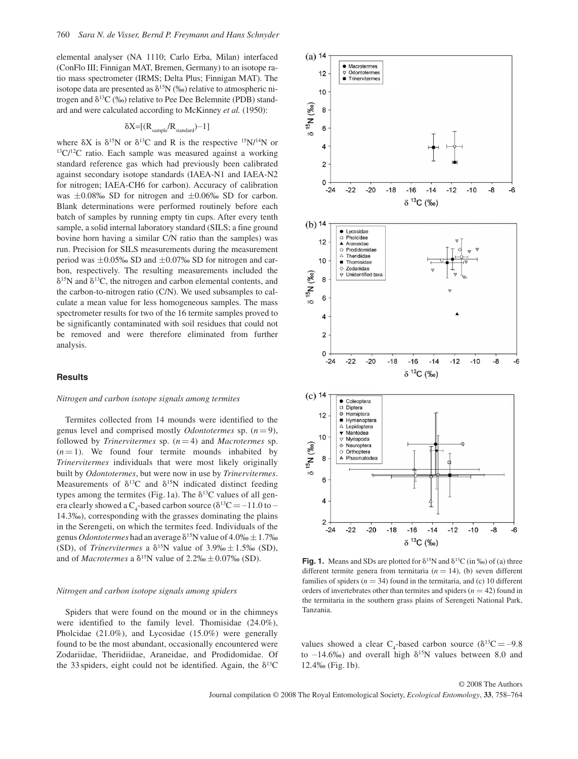elemental analyser (NA 1110; Carlo Erba, Milan) interfaced (ConFlo III; Finnigan MAT, Bremen, Germany) to an isotope ratio mass spectrometer (IRMS; Delta Plus; Finnigan MAT). The isotope data are presented as $\delta^{15}N$ (‰) relative to atmospheric nitrogen and $\delta^{13}C$ (‰) relative to Pee Dee Belemnite (PDB) standard and were calculated according to McKinney *et al.* (1950):

$$\delta X = [(R_{sample}/R_{standard}) - 1]$$

where $\delta X$ is $\delta^{15}N$ or $\delta^{13}C$ and R is the respective $^{15}N/^{14}N$ or $^{13}C/^{12}C$ ratio. Each sample was measured against a working standard reference gas which had previously been calibrated against secondary isotope standards (IAEA-N1 and IAEA-N2 for nitrogen; IAEA-CH6 for carbon). Accuracy of calibration was ±0.08‰ SD for nitrogen and ±0.06‰ SD for carbon. Blank determinations were performed routinely before each batch of samples by running empty tin cups. After every tenth sample, a solid internal laboratory standard (SILS; a fine ground bovine horn having a similar C/N ratio than the samples) was run. Precision for SILS measurements during the measurement period was ±0.05‰ SD and ±0.07‰ SD for nitrogen and carbon, respectively. The resulting measurements included the $\delta^{15}N$ and $\delta^{13}C$, the nitrogen and carbon elemental contents, and the carbon-to-nitrogen ratio (C/N). We used subsamples to calculate a mean value for less homogeneous samples. The mass spectrometer results for two of the 16 termite samples proved to be significantly contaminated with soil residues that could not be removed and were therefore eliminated from further analysis.

## Results

### *Nitrogen and carbon isotope signals among termites*

Termites collected from 14 mounds were identified to the genus level and comprised mostly *Odontotermes* sp. ($n = 9$), followed by *Trinervitermes* sp. ($n = 4$) and *Macrotermes* sp. ($n = 1$). We found four termite mounds inhabited by *Trinervitermes* individuals that were most likely originally built by *Odontotermes*, but were now in use by *Trinervitermes*. Measurements of $\delta^{13}C$ and $\delta^{15}N$ indicated distinct feeding types among the termites (Fig. 1a). The $\delta^{13}C$ values of all genera clearly showed a $C_4$-based carbon source ($\delta^{13}C = -11.0$ to $-14.3$‰), corresponding with the grasses dominating the plains in the Serengeti, on which the termites feed. Individuals of the genus *Odontotermes* had an average $\delta^{15}N$ value of 4.0‰ ± 1.7‰ (SD), of *Trinervitermes* a $\delta^{15}N$ value of 3.9‰ ± 1.5‰ (SD), and of *Macrotermes* a $\delta^{15}N$ value of 2.2‰ ± 0.07‰ (SD).

### *Nitrogen and carbon isotope signals among spiders*

Spiders that were found on the mound or in the chimneys were identified to the family level. Thomisidae (24.0%), Pholcidae (21.0%), and Lycosidae (15.0%) were generally found to be the most abundant, occasionally encountered were Zodariidae, Theridiidae, Araneidae, and Prodidomidae. Of the 33 spiders, eight could not be identified. Again, the $\delta^{13}C$ values showed a clear $C_4$-based carbon source ($\delta^{13}C = -9.8$ to $-14.6$‰) and overall high $\delta^{15}N$ values between 8.0 and 12.4‰ (Fig. 1b).

**Fig. 1.** Means and SDs are plotted for $\delta^{15}N$ and $\delta^{13}C$ (in ‰) of (a) three different termite genera from termitaria ($n = 14$), (b) seven different families of spiders ($n = 34$) found in the termitaria, and (c) 10 different orders of invertebrates other than termites and spiders ($n = 42$) found in the termitaria in the southern grass plains of Serengeti National Park, Tanzania.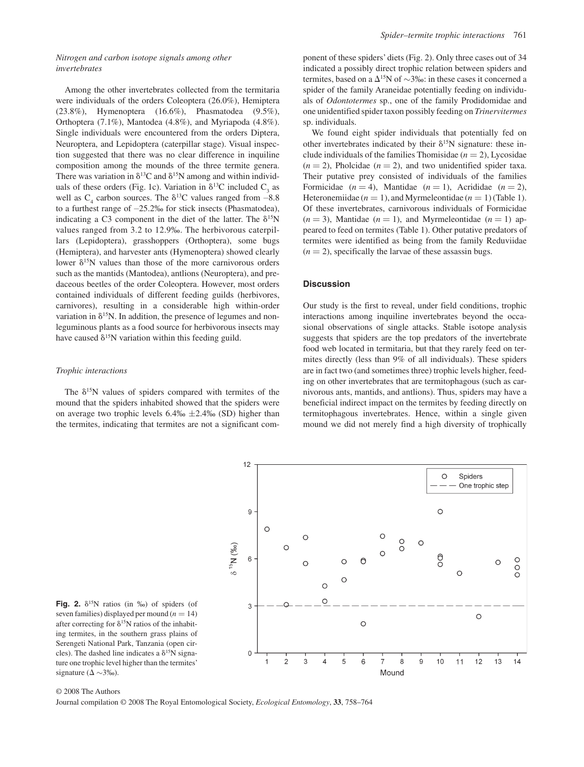*Nitrogen and carbon isotope signals among other invertebrates*

Among the other invertebrates collected from the termitaria were individuals of the orders Coleoptera (26.0%), Hemiptera (23.8%), Hymenoptera (16.6%), Phasmatodea (9.5%), Orthoptera (7.1%), Mantodea (4.8%), and Myriapoda (4.8%). Single individuals were encountered from the orders Diptera, Neuroptera, and Lepidoptera (caterpillar stage). Visual inspection suggested that there was no clear difference in inquiline composition among the mounds of the three termite genera. There was variation in $\delta^{13}C$ and $\delta^{15}N$ among and within individuals of these orders (Fig. 1c). Variation in $\delta^{13}C$ included $C_3$ as well as $C_4$ carbon sources. The $\delta^{13}C$ values ranged from –8.8 to a furthest range of –25.2‰ for stick insects (Phasmatodea), indicating a C3 component in the diet of the latter. The $\delta^{15}N$ values ranged from 3.2 to 12.9‰. The herbivorous caterpillars (Lepidoptera), grasshoppers (Orthoptera), some bugs (Hemiptera), and harvester ants (Hymenoptera) showed clearly lower $\delta^{15}N$ values than those of the more carnivorous orders such as the mantids (Mantodea), antlions (Neuroptera), and predaceous beetles of the order Coleoptera. However, most orders contained individuals of different feeding guilds (herbivores, carnivores), resulting in a considerable high within-order variation in $\delta^{15}N$. In addition, the presence of legumes and non-leguminous plants as a food source for herbivorous insects may have caused $\delta^{15}N$ variation within this feeding guild.

*Trophic interactions*

The $\delta^{15}N$ values of spiders compared with termites of the mound that the spiders inhabited showed that the spiders were on average two trophic levels 6.4‰ ±2.4‰ (SD) higher than the termites, indicating that termites are not a significant component of these spiders' diets (Fig. 2). Only three cases out of 34 indicated a possibly direct trophic relation between spiders and termites, based on a $\Delta^{15}N$ of ~3‰: in these cases it concerned a spider of the family Araneidae potentially feeding on individuals of *Odontotermes* sp., one of the family Prodidomidae and one unidentified spider taxon possibly feeding on *Trinervitermes* sp. individuals.

We found eight spider individuals that potentially fed on other invertebrates indicated by their $\delta^{15}N$ signature: these include individuals of the families Thomisidae ($n = 2$), Lycosidae ($n = 2$), Pholcidae ($n = 2$), and two unidentified spider taxa. Their putative prey consisted of individuals of the families Formicidae ($n = 4$), Mantidae ($n = 1$), Acrididae ($n = 2$), Heteronemiidae ($n = 1$), and Myrmeleontidae ($n = 1$) (Table 1). Of these invertebrates, carnivorous individuals of Formicidae ($n = 3$), Mantidae ($n = 1$), and Myrmeleontidae ($n = 1$) appeared to feed on termites (Table 1). Other putative predators of termites were identified as being from the family Reduviidae ($n = 2$), specifically the larvae of these assassin bugs.

## Discussion

Our study is the first to reveal, under field conditions, trophic interactions among inquiline invertebrates beyond the occasional observations of single attacks. Stable isotope analysis suggests that spiders are the top predators of the invertebrate food web located in termitaria, but that they rarely feed on termites directly (less than 9% of all individuals). These spiders are in fact two (and sometimes three) trophic levels higher, feeding on other invertebrates that are termitophagous (such as carnivorous ants, mantids, and antlions). Thus, spiders may have a beneficial indirect impact on the termites by feeding directly on termitophagous invertebrates. Hence, within a single given mound we did not merely find a high diversity of trophically

**Fig. 2.** $\delta^{15}N$ ratios (in ‰) of spiders (of seven families) displayed per mound ($n = 14$) after correcting for $\delta^{15}N$ ratios of the inhabiting termites, in the southern grass plains of Serengeti National Park, Tanzania (open circles). The dashed line indicates a $\delta^{15}N$ signature one trophic level higher than the termites' signature ($\Delta$ ~3‰).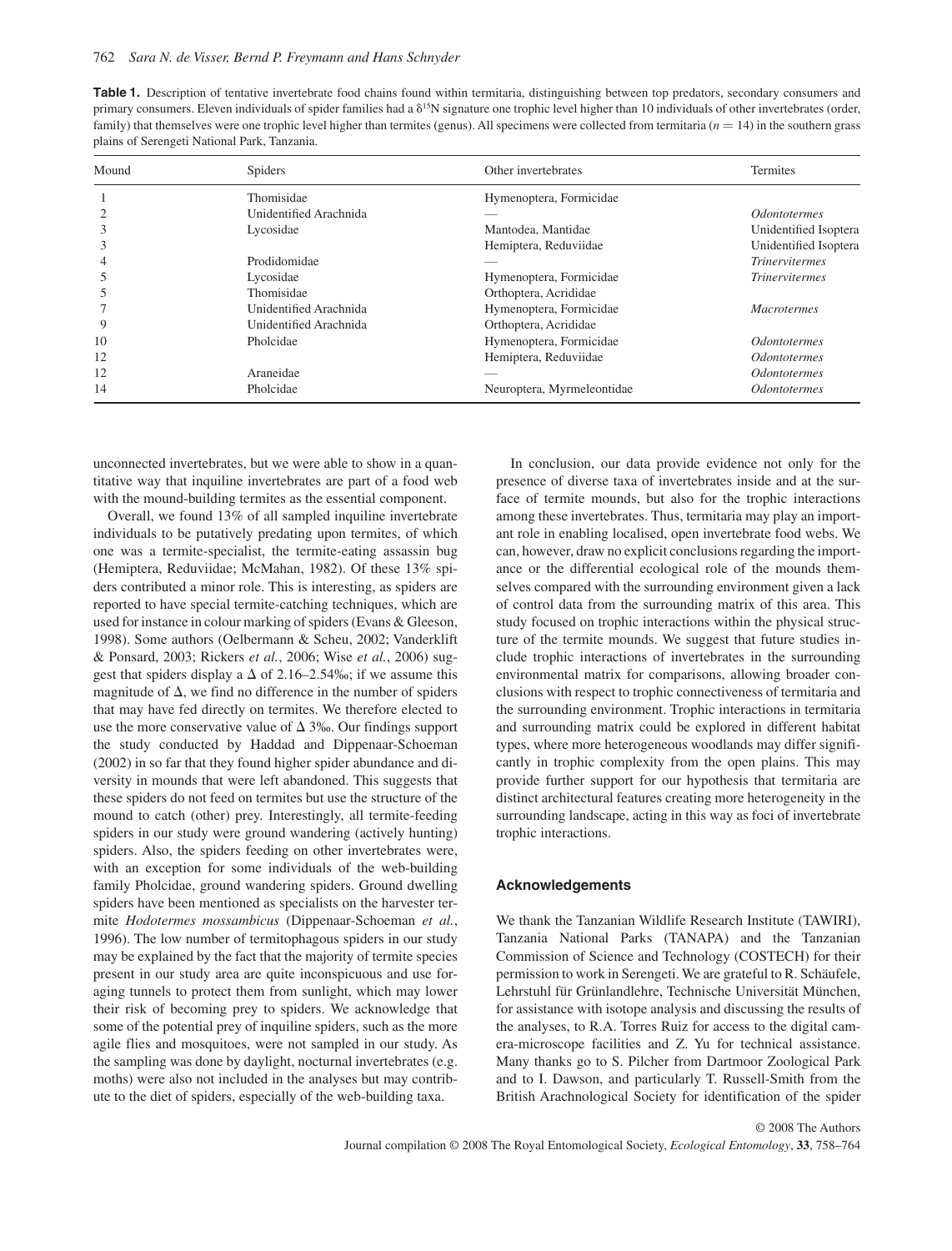**Table 1.** Description of tentative invertebrate food chains found within termitaria, distinguishing between top predators, secondary consumers and primary consumers. Eleven individuals of spider families had a $\delta^{15}N$ signature one trophic level higher than 10 individuals of other invertebrates (order, family) that themselves were one trophic level higher than termites (genus). All specimens were collected from termitaria ($n$ = 14) in the southern grass plains of Serengeti National Park, Tanzania.

| Mound | Spiders | Other invertebrates | Termites |
|---|---|---|---|
| 1 | Thomisidae | Hymenoptera, Formicidae | |
| 2 | Unidentified Arachnida | — | *Odontotermes* |
| 3 | Lycosidae | Mantodea, Mantidae | Unidentified Isoptera |
| 3 | | Hemiptera, Reduviidae | Unidentified Isoptera |
| 4 | Prodidomidae | — | *Trinervitermes* |
| 5 | Lycosidae | Hymenoptera, Formicidae | *Trinervitermes* |
| 5 | Thomisidae | Orthoptera, Acrididae | |
| 7 | Unidentified Arachnida | Hymenoptera, Formicidae | *Macrotermes* |
| 9 | Unidentified Arachnida | Orthoptera, Acrididae | |
| 10 | Pholcidae | Hymenoptera, Formicidae | *Odontotermes* |
| 12 | | Hemiptera, Reduviidae | *Odontotermes* |
| 12 | Araneidae | — | *Odontotermes* |
| 14 | Pholcidae | Neuroptera, Myrmeleontidae | *Odontotermes* |

unconnected invertebrates, but we were able to show in a quantitative way that inquiline invertebrates are part of a food web with the mound-building termites as the essential component.

Overall, we found 13% of all sampled inquiline invertebrate individuals to be putatively predating upon termites, of which one was a termite-specialist, the termite-eating assassin bug (Hemiptera, Reduviidae; McMahan, 1982). Of these 13% spiders contributed a minor role. This is interesting, as spiders are reported to have special termite-catching techniques, which are used for instance in colour marking of spiders (Evans & Gleeson, 1998). Some authors (Oelbermann & Scheu, 2002; Vanderklift & Ponsard, 2003; Rickers *et al.*, 2006; Wise *et al.*, 2006) suggest that spiders display a $\Delta$ of 2.16–2.54‰; if we assume this magnitude of $\Delta$, we find no difference in the number of spiders that may have fed directly on termites. We therefore elected to use the more conservative value of $\Delta$ 3‰. Our findings support the study conducted by Haddad and Dippenaar-Schoeman (2002) in so far that they found higher spider abundance and diversity in mounds that were left abandoned. This suggests that these spiders do not feed on termites but use the structure of the mound to catch (other) prey. Interestingly, all termite-feeding spiders in our study were ground wandering (actively hunting) spiders. Also, the spiders feeding on other invertebrates were, with an exception for some individuals of the web-building family Pholcidae, ground wandering spiders. Ground dwelling spiders have been mentioned as specialists on the harvester termite *Hodotermes mossambicus* (Dippenaar-Schoeman *et al.*, 1996). The low number of termitophagous spiders in our study may be explained by the fact that the majority of termite species present in our study area are quite inconspicuous and use foraging tunnels to protect them from sunlight, which may lower their risk of becoming prey to spiders. We acknowledge that some of the potential prey of inquiline spiders, such as the more agile flies and mosquitoes, were not sampled in our study. As the sampling was done by daylight, nocturnal invertebrates (e.g. moths) were also not included in the analyses but may contribute to the diet of spiders, especially of the web-building taxa.

In conclusion, our data provide evidence not only for the presence of diverse taxa of invertebrates inside and at the surface of termite mounds, but also for the trophic interactions among these invertebrates. Thus, termitaria may play an important role in enabling localised, open invertebrate food webs. We can, however, draw no explicit conclusions regarding the importance or the differential ecological role of the mounds themselves compared with the surrounding environment given a lack of control data from the surrounding matrix of this area. This study focused on trophic interactions within the physical structure of the termite mounds. We suggest that future studies include trophic interactions of invertebrates in the surrounding environmental matrix for comparisons, allowing broader conclusions with respect to trophic connectiveness of termitaria and the surrounding environment. Trophic interactions in termitaria and surrounding matrix could be explored in different habitat types, where more heterogeneous woodlands may differ significantly in trophic complexity from the open plains. This may provide further support for our hypothesis that termitaria are distinct architectural features creating more heterogeneity in the surrounding landscape, acting in this way as foci of invertebrate trophic interactions.

## Acknowledgements

We thank the Tanzanian Wildlife Research Institute (TAWIRI), Tanzania National Parks (TANAPA) and the Tanzanian Commission of Science and Technology (COSTECH) for their permission to work in Serengeti. We are grateful to R. Schäufele, Lehrstuhl für Grünlandlehre, Technische Universität München, for assistance with isotope analysis and discussing the results of the analyses, to R.A. Torres Ruiz for access to the digital camera-microscope facilities and Z. Yu for technical assistance. Many thanks go to S. Pilcher from Dartmoor Zoological Park and to I. Dawson, and particularly T. Russell-Smith from the British Arachnological Society for identification of the spider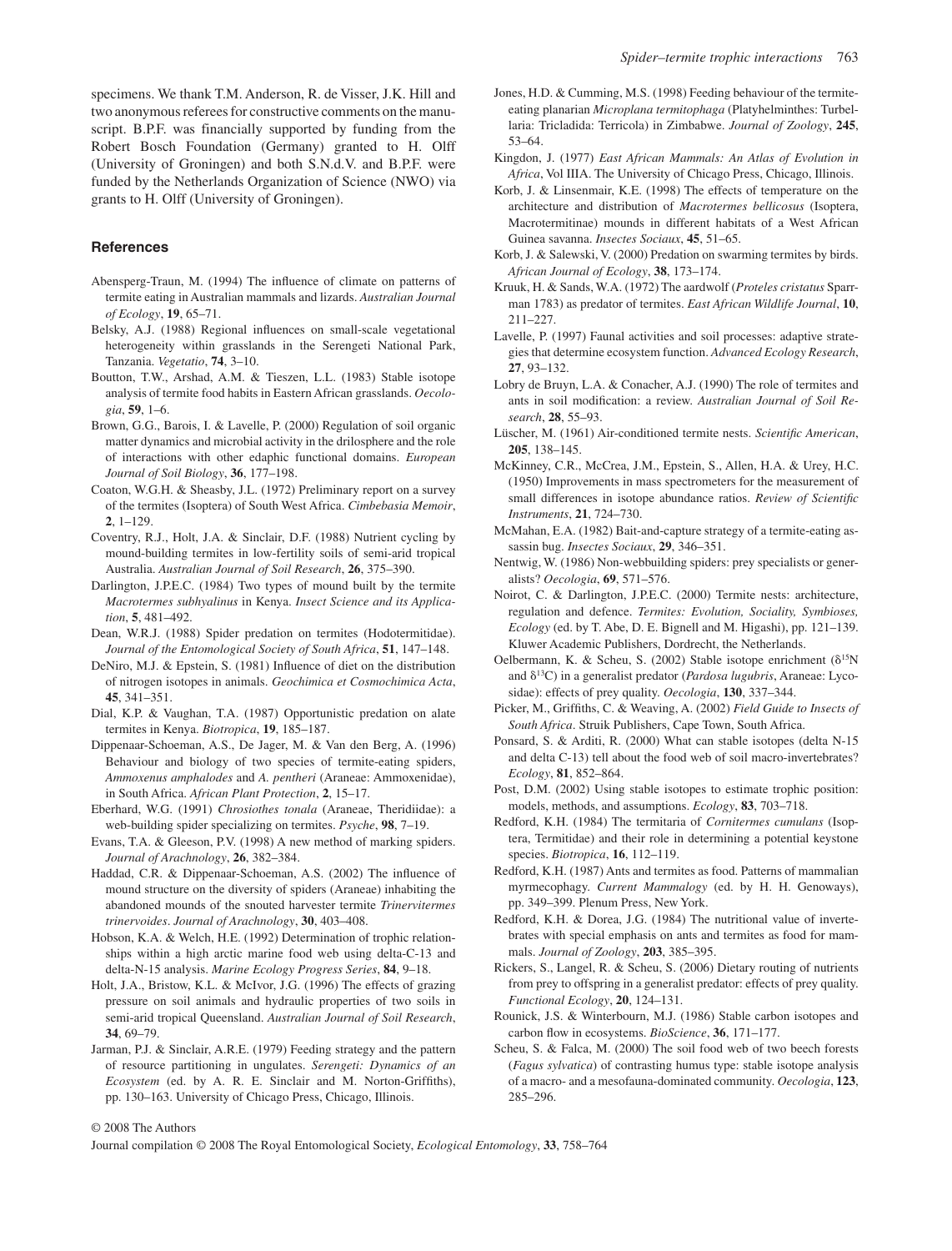specimens. We thank T.M. Anderson, R. de Visser, J.K. Hill and two anonymous referees for constructive comments on the manuscript. B.P.F. was financially supported by funding from the Robert Bosch Foundation (Germany) granted to H. Olff (University of Groningen) and both S.N.d.V. and B.P.F. were funded by the Netherlands Organization of Science (NWO) via grants to H. Olff (University of Groningen).

## References

Abensperg-Traun, M. (1994) The influence of climate on patterns of termite eating in Australian mammals and lizards. *Australian Journal of Ecology*, **19**, 65–71.

Belsky, A.J. (1988) Regional influences on small-scale vegetational heterogeneity within grasslands in the Serengeti National Park, Tanzania. *Vegetatio*, **74**, 3–10.

Boutton, T.W., Arshad, A.M. & Tieszen, L.L. (1983) Stable isotope analysis of termite food habits in Eastern African grasslands. *Oecologia*, **59**, 1–6.

Brown, G.G., Barois, I. & Lavelle, P. (2000) Regulation of soil organic matter dynamics and microbial activity in the drilosphere and the role of interactions with other edaphic functional domains. *European Journal of Soil Biology*, **36**, 177–198.

Coaton, W.G.H. & Sheasby, J.L. (1972) Preliminary report on a survey of the termites (Isoptera) of South West Africa. *Cimbebasia Memoir*, **2**, 1–129.

Coventry, R.J., Holt, J.A. & Sinclair, D.F. (1988) Nutrient cycling by mound-building termites in low-fertility soils of semi-arid tropical Australia. *Australian Journal of Soil Research*, **26**, 375–390.

Darlington, J.P.E.C. (1984) Two types of mound built by the termite *Macrotermes subhyalinus* in Kenya. *Insect Science and its Application*, **5**, 481–492.

Dean, W.R.J. (1988) Spider predation on termites (Hodotermitidae). *Journal of the Entomological Society of South Africa*, **51**, 147–148.

DeNiro, M.J. & Epstein, S. (1981) Influence of diet on the distribution of nitrogen isotopes in animals. *Geochimica et Cosmochimica Acta*, **45**, 341–351.

Dial, K.P. & Vaughan, T.A. (1987) Opportunistic predation on alate termites in Kenya. *Biotropica*, **19**, 185–187.

Dippenaar-Schoeman, A.S., De Jager, M. & Van den Berg, A. (1996) Behaviour and biology of two species of termite-eating spiders, *Ammoxenus amphalodes* and *A. pentheri* (Araneae: Ammoxenidae), in South Africa. *African Plant Protection*, **2**, 15–17.

Eberhard, W.G. (1991) *Chrosiothes tonala* (Araneae, Theridiidae): a web-building spider specializing on termites. *Psyche*, **98**, 7–19.

Evans, T.A. & Gleeson, P.V. (1998) A new method of marking spiders. *Journal of Arachnology*, **26**, 382–384.

Haddad, C.R. & Dippenaar-Schoeman, A.S. (2002) The influence of mound structure on the diversity of spiders (Araneae) inhabiting the abandoned mounds of the snouted harvester termite *Trinervitermes trinervoides*. *Journal of Arachnology*, **30**, 403–408.

Hobson, K.A. & Welch, H.E. (1992) Determination of trophic relationships within a high arctic marine food web using delta-C-13 and delta-N-15 analysis. *Marine Ecology Progress Series*, **84**, 9–18.

Holt, J.A., Bristow, K.L. & McIvor, J.G. (1996) The effects of grazing pressure on soil animals and hydraulic properties of two soils in semi-arid tropical Queensland. *Australian Journal of Soil Research*, **34**, 69–79.

Jarman, P.J. & Sinclair, A.R.E. (1979) Feeding strategy and the pattern of resource partitioning in ungulates. *Serengeti: Dynamics of an Ecosystem* (ed. by A. R. E. Sinclair and M. Norton-Griffiths), pp. 130–163. University of Chicago Press, Chicago, Illinois.

Jones, H.D. & Cumming, M.S. (1998) Feeding behaviour of the termite-eating planarian *Microplana termitophaga* (Platyhelminthes: Turbellaria: Tricladida: Terricola) in Zimbabwe. *Journal of Zoology*, **245**, 53–64.

Kingdon, J. (1977) *East African Mammals: An Atlas of Evolution in Africa*, Vol IIIA. The University of Chicago Press, Chicago, Illinois.

Korb, J. & Linsenmair, K.E. (1998) The effects of temperature on the architecture and distribution of *Macrotermes bellicosus* (Isoptera, Macrotermitinae) mounds in different habitats of a West African Guinea savanna. *Insectes Sociaux*, **45**, 51–65.

Korb, J. & Salewski, V. (2000) Predation on swarming termites by birds. *African Journal of Ecology*, **38**, 173–174.

Kruuk, H. & Sands, W.A. (1972) The aardwolf (*Proteles cristatus* Sparrman 1783) as predator of termites. *East African Wildlife Journal*, **10**, 211–227.

Lavelle, P. (1997) Faunal activities and soil processes: adaptive strategies that determine ecosystem function. *Advanced Ecology Research*, **27**, 93–132.

Lobry de Bruyn, L.A. & Conacher, A.J. (1990) The role of termites and ants in soil modification: a review. *Australian Journal of Soil Research*, **28**, 55–93.

Lüscher, M. (1961) Air-conditioned termite nests. *Scientific American*, **205**, 138–145.

McKinney, C.R., McCrea, J.M., Epstein, S., Allen, H.A. & Urey, H.C. (1950) Improvements in mass spectrometers for the measurement of small differences in isotope abundance ratios. *Review of Scientific Instruments*, **21**, 724–730.

McMahan, E.A. (1982) Bait-and-capture strategy of a termite-eating assassin bug. *Insectes Sociaux*, **29**, 346–351.

Nentwig, W. (1986) Non-webbuilding spiders: prey specialists or generalists? *Oecologia*, **69**, 571–576.

Noirot, C. & Darlington, J.P.E.C. (2000) Termite nests: architecture, regulation and defence. *Termites: Evolution, Sociality, Symbioses, Ecology* (ed. by T. Abe, D. E. Bignell and M. Higashi), pp. 121–139. Kluwer Academic Publishers, Dordrecht, the Netherlands.

Oelbermann, K. & Scheu, S. (2002) Stable isotope enrichment ($\delta^{15}N$ and $\delta^{13}C$) in a generalist predator (*Pardosa lugubris*, Araneae: Lycosidae): effects of prey quality. *Oecologia*, **130**, 337–344.

Picker, M., Griffiths, C. & Weaving, A. (2002) *Field Guide to Insects of South Africa*. Struik Publishers, Cape Town, South Africa.

Ponsard, S. & Arditi, R. (2000) What can stable isotopes (delta N-15 and delta C-13) tell about the food web of soil macro-invertebrates? *Ecology*, **81**, 852–864.

Post, D.M. (2002) Using stable isotopes to estimate trophic position: models, methods, and assumptions. *Ecology*, **83**, 703–718.

Redford, K.H. (1984) The termitaria of *Cornitermes cumulans* (Isoptera, Termitidae) and their role in determining a potential keystone species. *Biotropica*, **16**, 112–119.

Redford, K.H. (1987) Ants and termites as food. Patterns of mammalian myrmecophagy. *Current Mammalogy* (ed. by H. H. Genoways), pp. 349–399. Plenum Press, New York.

Redford, K.H. & Dorea, J.G. (1984) The nutritional value of invertebrates with special emphasis on ants and termites as food for mammals. *Journal of Zoology*, **203**, 385–395.

Rickers, S., Langel, R. & Scheu, S. (2006) Dietary routing of nutrients from prey to offspring in a generalist predator: effects of prey quality. *Functional Ecology*, **20**, 124–131.

Rounick, J.S. & Winterbourn, M.J. (1986) Stable carbon isotopes and carbon flow in ecosystems. *BioScience*, **36**, 171–177.

Scheu, S. & Falca, M. (2000) The soil food web of two beech forests (*Fagus sylvatica*) of contrasting humus type: stable isotope analysis of a macro- and a mesofauna-dominated community. *Oecologia*, **123**, 285–296.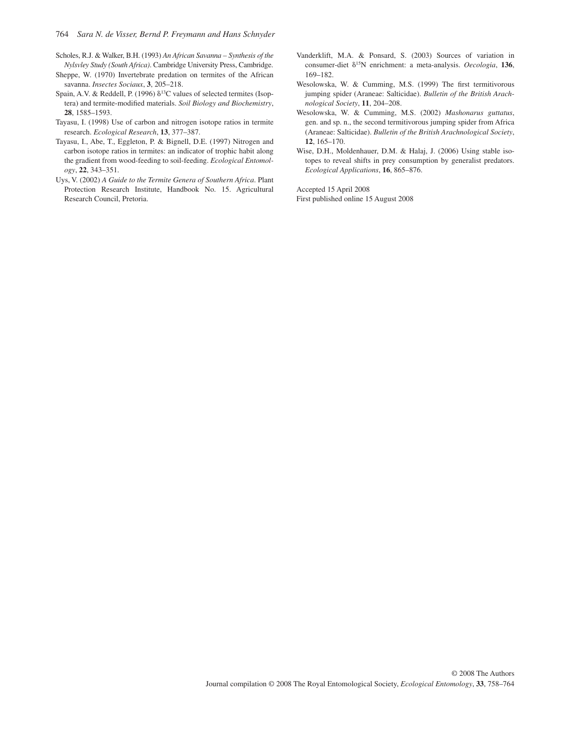Scholes, R.J. & Walker, B.H. (1993) *An African Savanna – Synthesis of the Nylsvley Study (South Africa)*. Cambridge University Press, Cambridge.

Sheppe, W. (1970) Invertebrate predation on termites of the African savanna. *Insectes Sociaux*, **3**, 205–218.

Spain, A.V. & Reddell, P. (1996) $\delta^{13}C$ values of selected termites (Isoptera) and termite-modified materials. *Soil Biology and Biochemistry*, **28**, 1585–1593.

Tayasu, I. (1998) Use of carbon and nitrogen isotope ratios in termite research. *Ecological Research*, **13**, 377–387.

Tayasu, I., Abe, T., Eggleton, P. & Bignell, D.E. (1997) Nitrogen and carbon isotope ratios in termites: an indicator of trophic habit along the gradient from wood-feeding to soil-feeding. *Ecological Entomology*, **22**, 343–351.

Uys, V. (2002) *A Guide to the Termite Genera of Southern Africa*. Plant Protection Research Institute, Handbook No. 15. Agricultural Research Council, Pretoria.

Vanderklift, M.A. & Ponsard, S. (2003) Sources of variation in consumer-diet $\delta^{15}N$ enrichment: a meta-analysis. *Oecologia*, **136**, 169–182.

Wesolowska, W. & Cumming, M.S. (1999) The first termitivorous jumping spider (Araneae: Salticidae). *Bulletin of the British Arachnological Society*, **11**, 204–208.

Wesolowska, W. & Cumming, M.S. (2002) *Mashonarus guttatus*, gen. and sp. n., the second termitivorous jumping spider from Africa (Araneae: Salticidae). *Bulletin of the British Arachnological Society*, **12**, 165–170.

Wise, D.H., Moldenhauer, D.M. & Halaj, J. (2006) Using stable isotopes to reveal shifts in prey consumption by generalist predators. *Ecological Applications*, **16**, 865–876.

Accepted 15 April 2008
First published online 15 August 2008